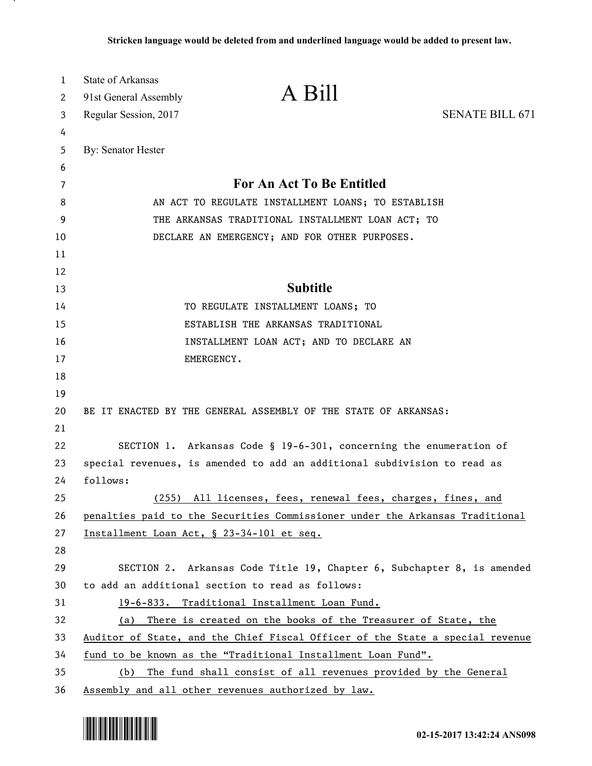Stricken language would be deleted from and underlined language would be added to present law.

State of Arkansas
91st General Assembly
Regular Session, 2017

# A Bill

SENATE BILL 671

By: Senator Hester

## For An Act To Be Entitled

AN ACT TO REGULATE INSTALLMENT LOANS; TO ESTABLISH THE ARKANSAS TRADITIONAL INSTALLMENT LOAN ACT; TO DECLARE AN EMERGENCY; AND FOR OTHER PURPOSES.

## Subtitle

TO REGULATE INSTALLMENT LOANS; TO ESTABLISH THE ARKANSAS TRADITIONAL INSTALLMENT LOAN ACT; AND TO DECLARE AN EMERGENCY.

BE IT ENACTED BY THE GENERAL ASSEMBLY OF THE STATE OF ARKANSAS:

SECTION 1. Arkansas Code § 19-6-301, concerning the enumeration of special revenues, is amended to add an additional subdivision to read as follows:

(255) All licenses, fees, renewal fees, charges, fines, and penalties paid to the Securities Commissioner under the Arkansas Traditional Installment Loan Act, § 23-34-101 et seq.

SECTION 2. Arkansas Code Title 19, Chapter 6, Subchapter 8, is amended to add an additional section to read as follows:

19-6-833. Traditional Installment Loan Fund.

(a) There is created on the books of the Treasurer of State, the Auditor of State, and the Chief Fiscal Officer of the State a special revenue fund to be known as the "Traditional Installment Loan Fund".

(b) The fund shall consist of all revenues provided by the General Assembly and all other revenues authorized by law.

02-15-2017 13:42:24 ANS098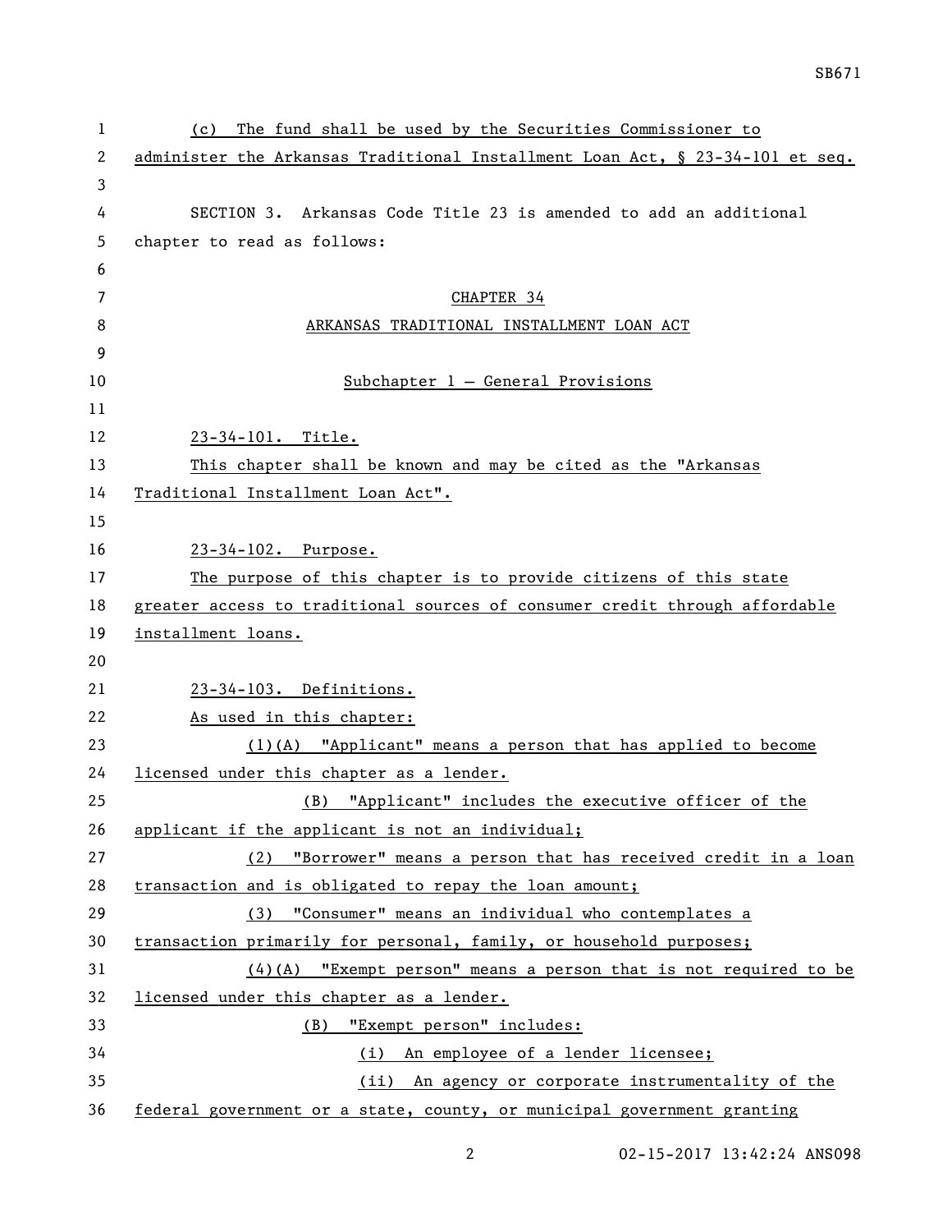(c) The fund shall be used by the Securities Commissioner to administer the Arkansas Traditional Installment Loan Act, § 23-34-101 et seq.

SECTION 3. Arkansas Code Title 23 is amended to add an additional chapter to read as follows:

CHAPTER 34

ARKANSAS TRADITIONAL INSTALLMENT LOAN ACT

Subchapter 1 — General Provisions

23-34-101. Title.

This chapter shall be known and may be cited as the "Arkansas Traditional Installment Loan Act".

23-34-102. Purpose.

The purpose of this chapter is to provide citizens of this state greater access to traditional sources of consumer credit through affordable installment loans.

23-34-103. Definitions.

As used in this chapter:

(1)(A) "Applicant" means a person that has applied to become licensed under this chapter as a lender.

(B) "Applicant" includes the executive officer of the applicant if the applicant is not an individual;

(2) "Borrower" means a person that has received credit in a loan transaction and is obligated to repay the loan amount;

(3) "Consumer" means an individual who contemplates a transaction primarily for personal, family, or household purposes;

(4)(A) "Exempt person" means a person that is not required to be licensed under this chapter as a lender.

(B) "Exempt person" includes:

(i) An employee of a lender licensee;

(ii) An agency or corporate instrumentality of the federal government or a state, county, or municipal government granting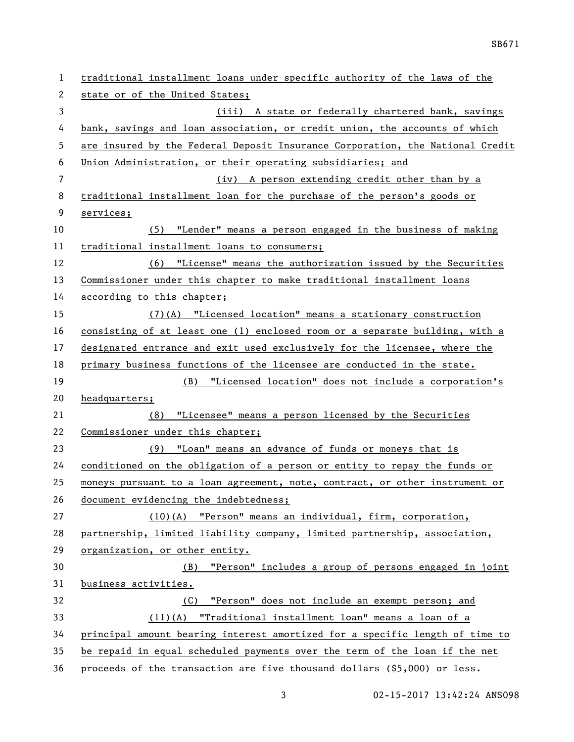traditional installment loans under specific authority of the laws of the state or of the United States;

(iii) A state or federally chartered bank, savings bank, savings and loan association, or credit union, the accounts of which are insured by the Federal Deposit Insurance Corporation, the National Credit Union Administration, or their operating subsidiaries; and

(iv) A person extending credit other than by a traditional installment loan for the purchase of the person's goods or services;

(5) "Lender" means a person engaged in the business of making traditional installment loans to consumers;

(6) "License" means the authorization issued by the Securities Commissioner under this chapter to make traditional installment loans according to this chapter;

(7)(A) "Licensed location" means a stationary construction consisting of at least one (1) enclosed room or a separate building, with a designated entrance and exit used exclusively for the licensee, where the primary business functions of the licensee are conducted in the state.

(B) "Licensed location" does not include a corporation's headquarters;

(8) "Licensee" means a person licensed by the Securities Commissioner under this chapter;

(9) "Loan" means an advance of funds or moneys that is conditioned on the obligation of a person or entity to repay the funds or moneys pursuant to a loan agreement, note, contract, or other instrument or document evidencing the indebtedness;

(10)(A) "Person" means an individual, firm, corporation, partnership, limited liability company, limited partnership, association, organization, or other entity.

(B) "Person" includes a group of persons engaged in joint business activities.

(C) "Person" does not include an exempt person; and

(11)(A) "Traditional installment loan" means a loan of a principal amount bearing interest amortized for a specific length of time to be repaid in equal scheduled payments over the term of the loan if the net proceeds of the transaction are five thousand dollars ($5,000) or less.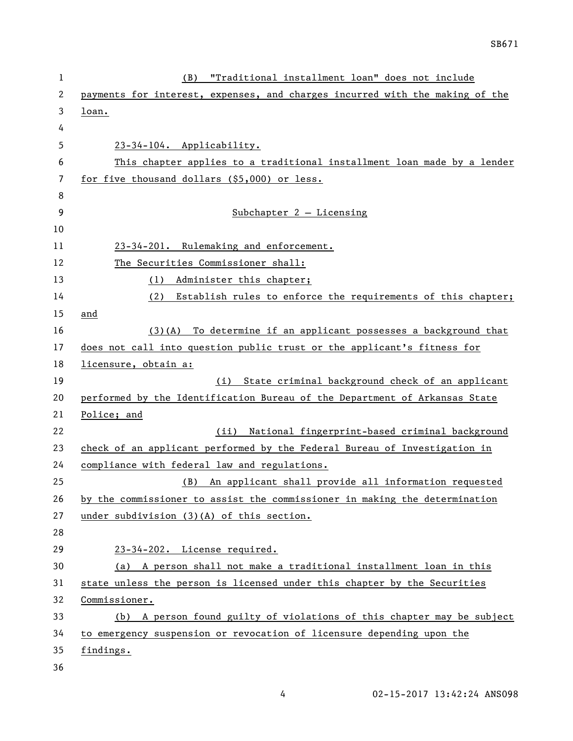(B) "Traditional installment loan" does not include payments for interest, expenses, and charges incurred with the making of the loan.

23-34-104. Applicability.

This chapter applies to a traditional installment loan made by a lender for five thousand dollars ($5,000) or less.

Subchapter 2 — Licensing

23-34-201. Rulemaking and enforcement.

The Securities Commissioner shall:

(1) Administer this chapter;

(2) Establish rules to enforce the requirements of this chapter; and

(3)(A) To determine if an applicant possesses a background that does not call into question public trust or the applicant's fitness for licensure, obtain a:

(i) State criminal background check of an applicant performed by the Identification Bureau of the Department of Arkansas State Police; and

(ii) National fingerprint-based criminal background check of an applicant performed by the Federal Bureau of Investigation in compliance with federal law and regulations.

(B) An applicant shall provide all information requested by the commissioner to assist the commissioner in making the determination under subdivision (3)(A) of this section.

23-34-202. License required.

(a) A person shall not make a traditional installment loan in this state unless the person is licensed under this chapter by the Securities Commissioner.

(b) A person found guilty of violations of this chapter may be subject to emergency suspension or revocation of licensure depending upon the findings.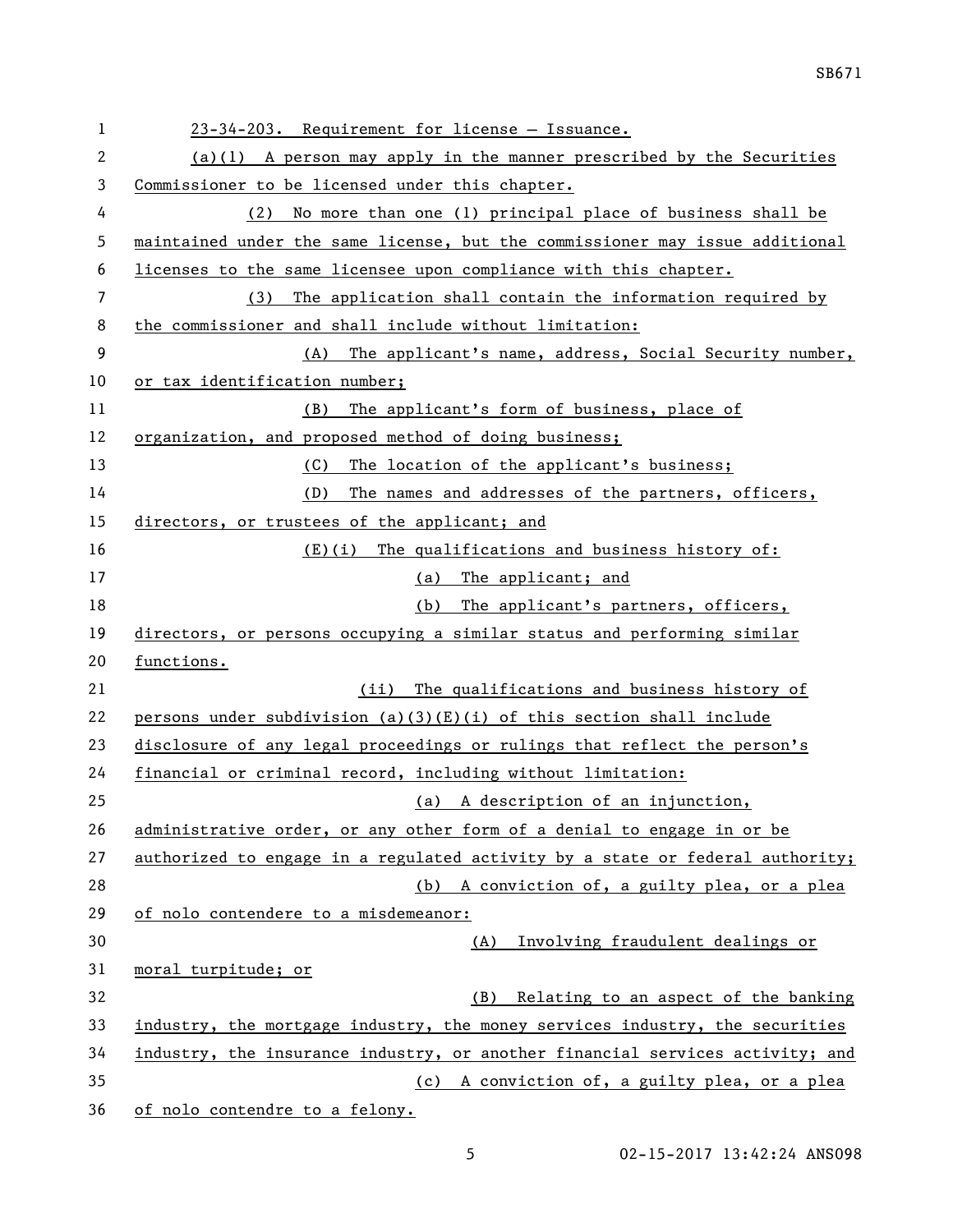23-34-203. Requirement for license — Issuance.

(a)(1) A person may apply in the manner prescribed by the Securities Commissioner to be licensed under this chapter.

(2) No more than one (1) principal place of business shall be maintained under the same license, but the commissioner may issue additional licenses to the same licensee upon compliance with this chapter.

(3) The application shall contain the information required by the commissioner and shall include without limitation:

(A) The applicant's name, address, Social Security number, or tax identification number;

(B) The applicant's form of business, place of organization, and proposed method of doing business;

(C) The location of the applicant's business;

(D) The names and addresses of the partners, officers, directors, or trustees of the applicant; and

(E)(i) The qualifications and business history of:

(a) The applicant; and

(b) The applicant's partners, officers, directors, or persons occupying a similar status and performing similar functions.

(ii) The qualifications and business history of persons under subdivision (a)(3)(E)(i) of this section shall include disclosure of any legal proceedings or rulings that reflect the person's financial or criminal record, including without limitation:

(a) A description of an injunction, administrative order, or any other form of a denial to engage in or be authorized to engage in a regulated activity by a state or federal authority;

(b) A conviction of, a guilty plea, or a plea of nolo contendere to a misdemeanor:

(A) Involving fraudulent dealings or moral turpitude; or

(B) Relating to an aspect of the banking industry, the mortgage industry, the money services industry, the securities industry, the insurance industry, or another financial services activity; and

(c) A conviction of, a guilty plea, or a plea of nolo contendre to a felony.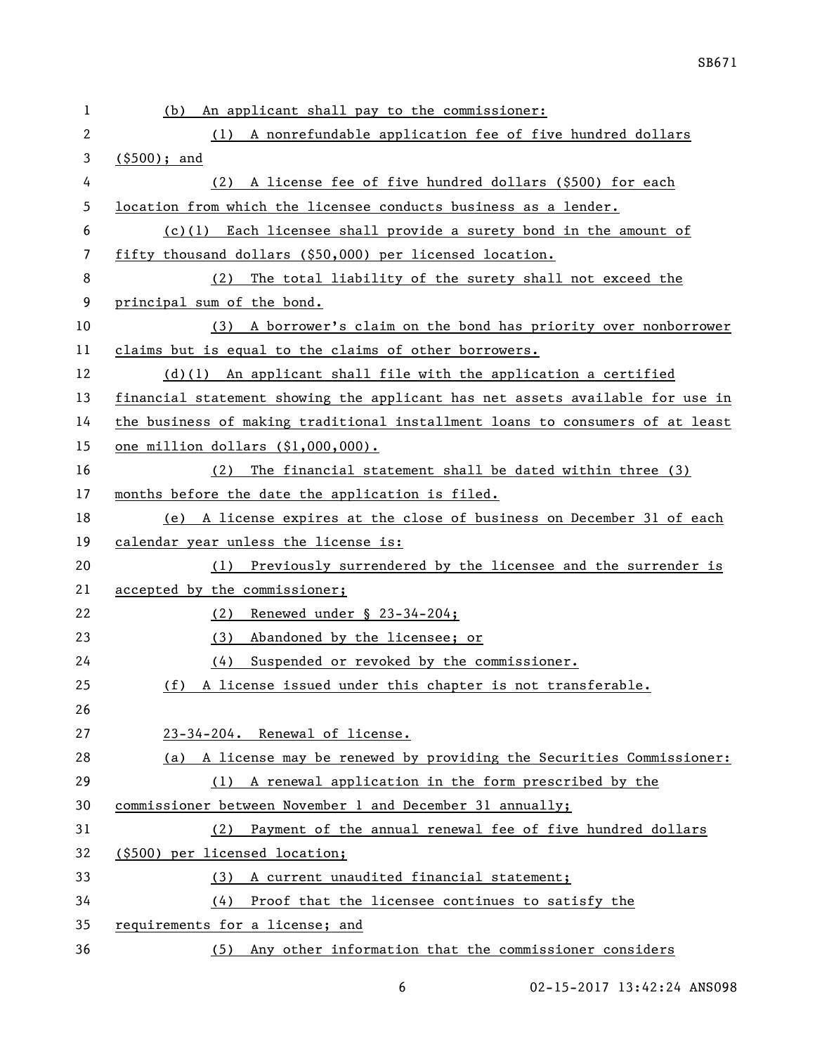(b) An applicant shall pay to the commissioner:

(1) A nonrefundable application fee of five hundred dollars ($500); and

(2) A license fee of five hundred dollars ($500) for each location from which the licensee conducts business as a lender.

(c)(1) Each licensee shall provide a surety bond in the amount of fifty thousand dollars ($50,000) per licensed location.

(2) The total liability of the surety shall not exceed the principal sum of the bond.

(3) A borrower's claim on the bond has priority over nonborrower claims but is equal to the claims of other borrowers.

(d)(1) An applicant shall file with the application a certified financial statement showing the applicant has net assets available for use in the business of making traditional installment loans to consumers of at least one million dollars ($1,000,000).

(2) The financial statement shall be dated within three (3) months before the date the application is filed.

(e) A license expires at the close of business on December 31 of each calendar year unless the license is:

(1) Previously surrendered by the licensee and the surrender is accepted by the commissioner;

(2) Renewed under § 23-34-204;

(3) Abandoned by the licensee; or

(4) Suspended or revoked by the commissioner.

(f) A license issued under this chapter is not transferable.

23-34-204. Renewal of license.

(a) A license may be renewed by providing the Securities Commissioner:

(1) A renewal application in the form prescribed by the commissioner between November 1 and December 31 annually;

(2) Payment of the annual renewal fee of five hundred dollars ($500) per licensed location;

(3) A current unaudited financial statement;

(4) Proof that the licensee continues to satisfy the requirements for a license; and

(5) Any other information that the commissioner considers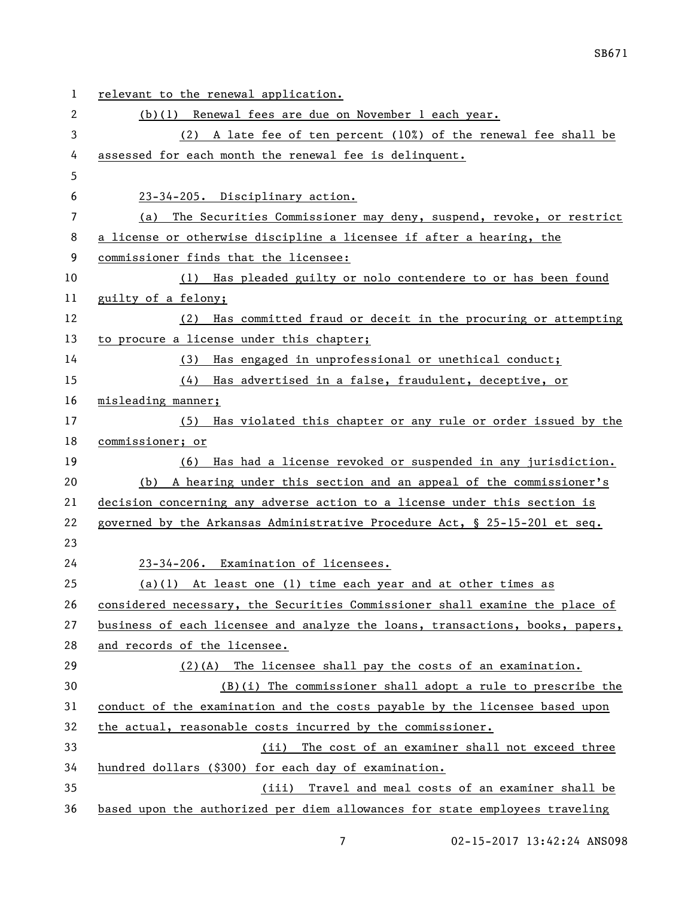relevant to the renewal application.

(b)(1) Renewal fees are due on November 1 each year.

(2) A late fee of ten percent (10%) of the renewal fee shall be assessed for each month the renewal fee is delinquent.

23-34-205. Disciplinary action.

(a) The Securities Commissioner may deny, suspend, revoke, or restrict a license or otherwise discipline a licensee if after a hearing, the commissioner finds that the licensee:

(1) Has pleaded guilty or nolo contendere to or has been found guilty of a felony;

(2) Has committed fraud or deceit in the procuring or attempting to procure a license under this chapter;

(3) Has engaged in unprofessional or unethical conduct;

(4) Has advertised in a false, fraudulent, deceptive, or misleading manner;

(5) Has violated this chapter or any rule or order issued by the commissioner; or

(6) Has had a license revoked or suspended in any jurisdiction.

(b) A hearing under this section and an appeal of the commissioner's decision concerning any adverse action to a license under this section is governed by the Arkansas Administrative Procedure Act, § 25-15-201 et seq.

23-34-206. Examination of licensees.

(a)(1) At least one (1) time each year and at other times as considered necessary, the Securities Commissioner shall examine the place of business of each licensee and analyze the loans, transactions, books, papers, and records of the licensee.

(2)(A) The licensee shall pay the costs of an examination.

(B)(i) The commissioner shall adopt a rule to prescribe the conduct of the examination and the costs payable by the licensee based upon the actual, reasonable costs incurred by the commissioner.

(ii) The cost of an examiner shall not exceed three hundred dollars ($300) for each day of examination.

(iii) Travel and meal costs of an examiner shall be based upon the authorized per diem allowances for state employees traveling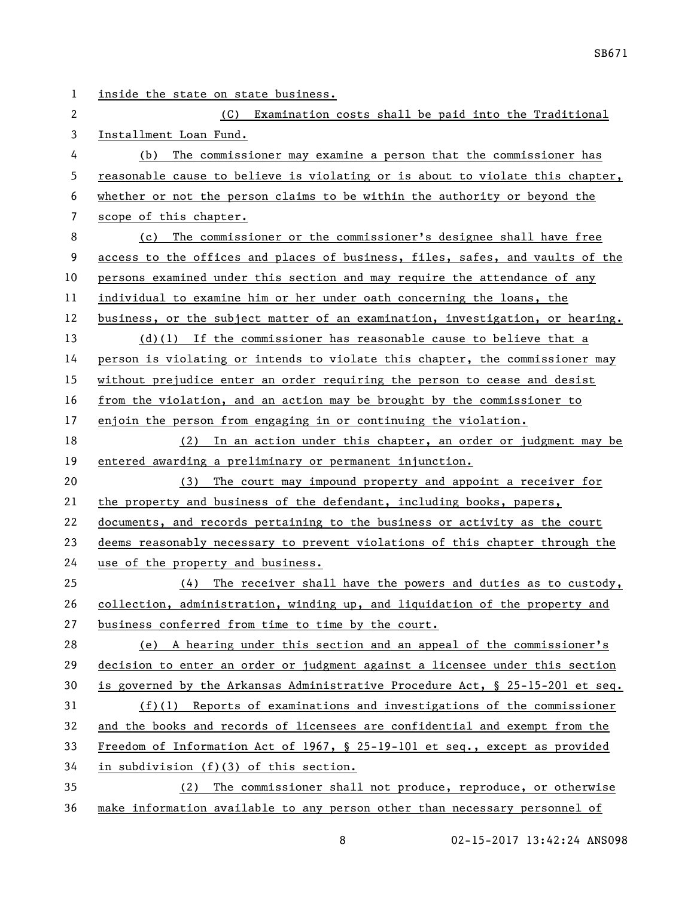inside the state on state business.

(C) Examination costs shall be paid into the Traditional Installment Loan Fund.

(b) The commissioner may examine a person that the commissioner has reasonable cause to believe is violating or is about to violate this chapter, whether or not the person claims to be within the authority or beyond the scope of this chapter.

(c) The commissioner or the commissioner's designee shall have free access to the offices and places of business, files, safes, and vaults of the persons examined under this section and may require the attendance of any individual to examine him or her under oath concerning the loans, the business, or the subject matter of an examination, investigation, or hearing.

(d)(1) If the commissioner has reasonable cause to believe that a person is violating or intends to violate this chapter, the commissioner may without prejudice enter an order requiring the person to cease and desist from the violation, and an action may be brought by the commissioner to enjoin the person from engaging in or continuing the violation.

(2) In an action under this chapter, an order or judgment may be entered awarding a preliminary or permanent injunction.

(3) The court may impound property and appoint a receiver for the property and business of the defendant, including books, papers, documents, and records pertaining to the business or activity as the court deems reasonably necessary to prevent violations of this chapter through the use of the property and business.

(4) The receiver shall have the powers and duties as to custody, collection, administration, winding up, and liquidation of the property and business conferred from time to time by the court.

(e) A hearing under this section and an appeal of the commissioner's decision to enter an order or judgment against a licensee under this section is governed by the Arkansas Administrative Procedure Act, § 25-15-201 et seq.

(f)(1) Reports of examinations and investigations of the commissioner and the books and records of licensees are confidential and exempt from the Freedom of Information Act of 1967, § 25-19-101 et seq., except as provided in subdivision (f)(3) of this section.

(2) The commissioner shall not produce, reproduce, or otherwise make information available to any person other than necessary personnel of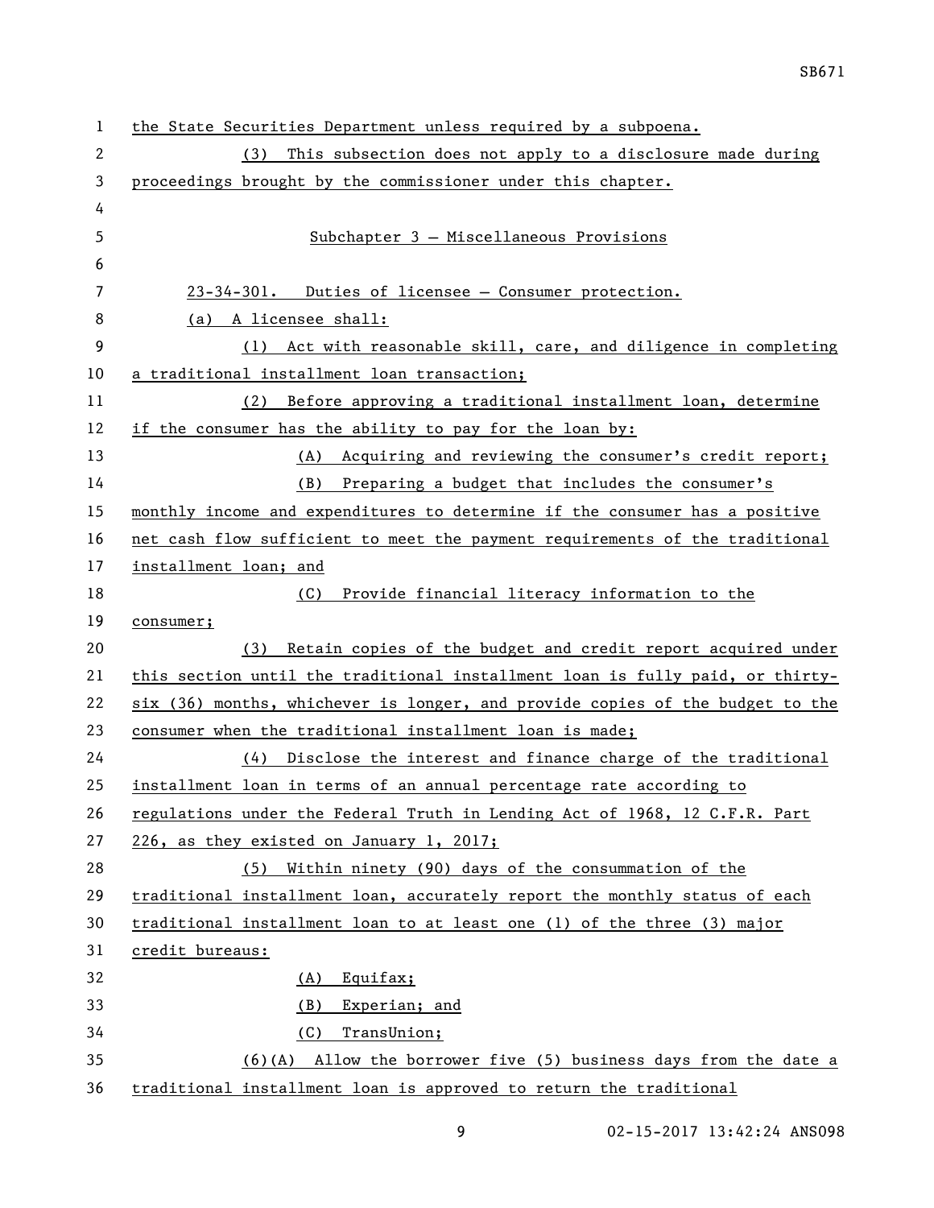the State Securities Department unless required by a subpoena.

(3) This subsection does not apply to a disclosure made during proceedings brought by the commissioner under this chapter.

## Subchapter 3 – Miscellaneous Provisions

23-34-301. Duties of licensee – Consumer protection.

(a) A licensee shall:

(1) Act with reasonable skill, care, and diligence in completing a traditional installment loan transaction;

(2) Before approving a traditional installment loan, determine if the consumer has the ability to pay for the loan by:

(A) Acquiring and reviewing the consumer's credit report;

(B) Preparing a budget that includes the consumer's monthly income and expenditures to determine if the consumer has a positive net cash flow sufficient to meet the payment requirements of the traditional installment loan; and

(C) Provide financial literacy information to the consumer;

(3) Retain copies of the budget and credit report acquired under this section until the traditional installment loan is fully paid, or thirty-six (36) months, whichever is longer, and provide copies of the budget to the consumer when the traditional installment loan is made;

(4) Disclose the interest and finance charge of the traditional installment loan in terms of an annual percentage rate according to regulations under the Federal Truth in Lending Act of 1968, 12 C.F.R. Part 226, as they existed on January 1, 2017;

(5) Within ninety (90) days of the consummation of the traditional installment loan, accurately report the monthly status of each traditional installment loan to at least one (1) of the three (3) major credit bureaus:

(A) Equifax;

(B) Experian; and

(C) TransUnion;

(6)(A) Allow the borrower five (5) business days from the date a traditional installment loan is approved to return the traditional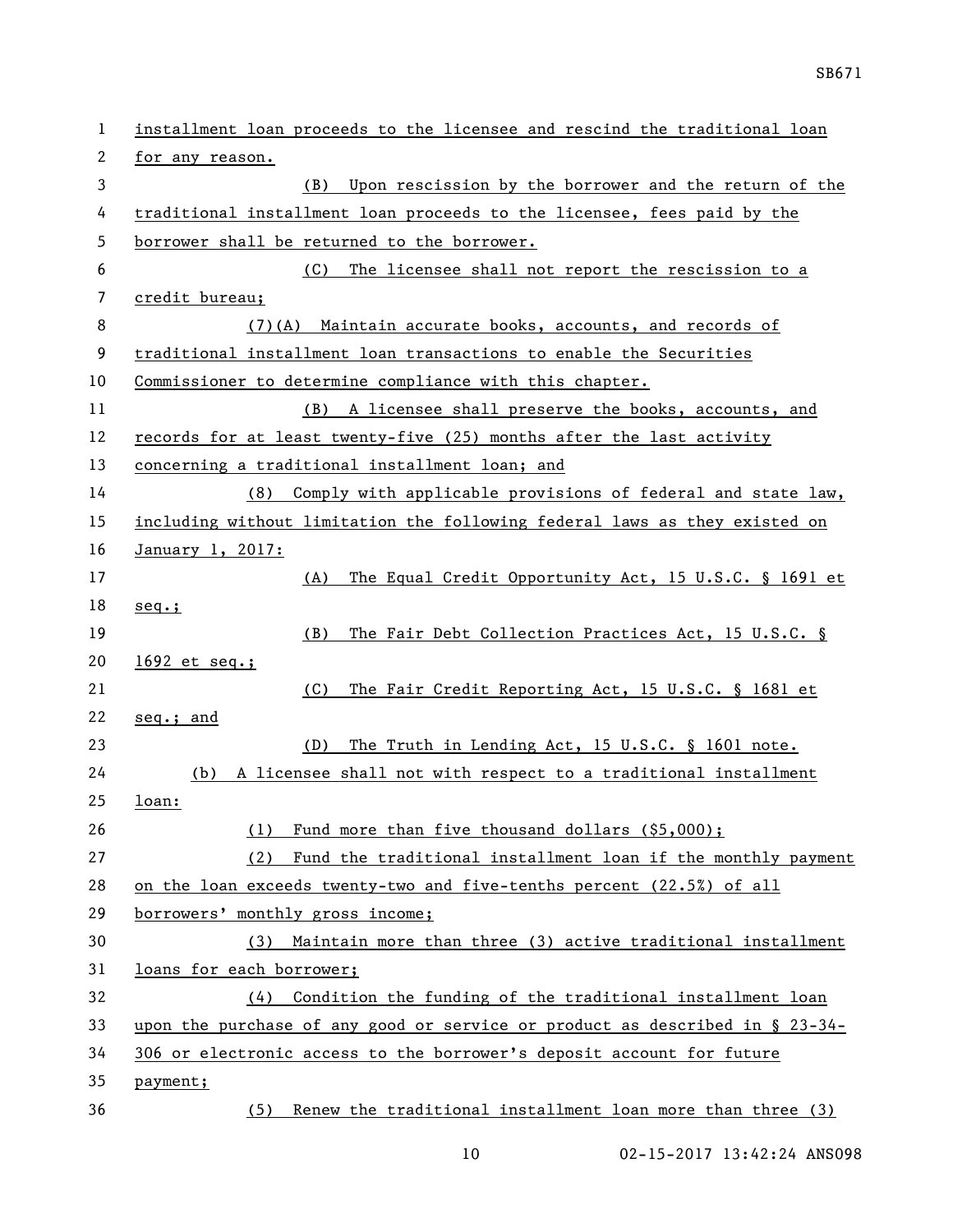installment loan proceeds to the licensee and rescind the traditional loan for any reason.

(B) Upon rescission by the borrower and the return of the traditional installment loan proceeds to the licensee, fees paid by the borrower shall be returned to the borrower.

(C) The licensee shall not report the rescission to a credit bureau;

(7)(A) Maintain accurate books, accounts, and records of traditional installment loan transactions to enable the Securities Commissioner to determine compliance with this chapter.

(B) A licensee shall preserve the books, accounts, and records for at least twenty-five (25) months after the last activity concerning a traditional installment loan; and

(8) Comply with applicable provisions of federal and state law, including without limitation the following federal laws as they existed on January 1, 2017:

(A) The Equal Credit Opportunity Act, 15 U.S.C. § 1691 et seq.;

(B) The Fair Debt Collection Practices Act, 15 U.S.C. § 1692 et seq.;

(C) The Fair Credit Reporting Act, 15 U.S.C. § 1681 et seq.; and

(D) The Truth in Lending Act, 15 U.S.C. § 1601 note.

(b) A licensee shall not with respect to a traditional installment loan:

(1) Fund more than five thousand dollars ($5,000);

(2) Fund the traditional installment loan if the monthly payment on the loan exceeds twenty-two and five-tenths percent (22.5%) of all borrowers' monthly gross income;

(3) Maintain more than three (3) active traditional installment loans for each borrower;

(4) Condition the funding of the traditional installment loan upon the purchase of any good or service or product as described in § 23-34-306 or electronic access to the borrower's deposit account for future payment;

(5) Renew the traditional installment loan more than three (3)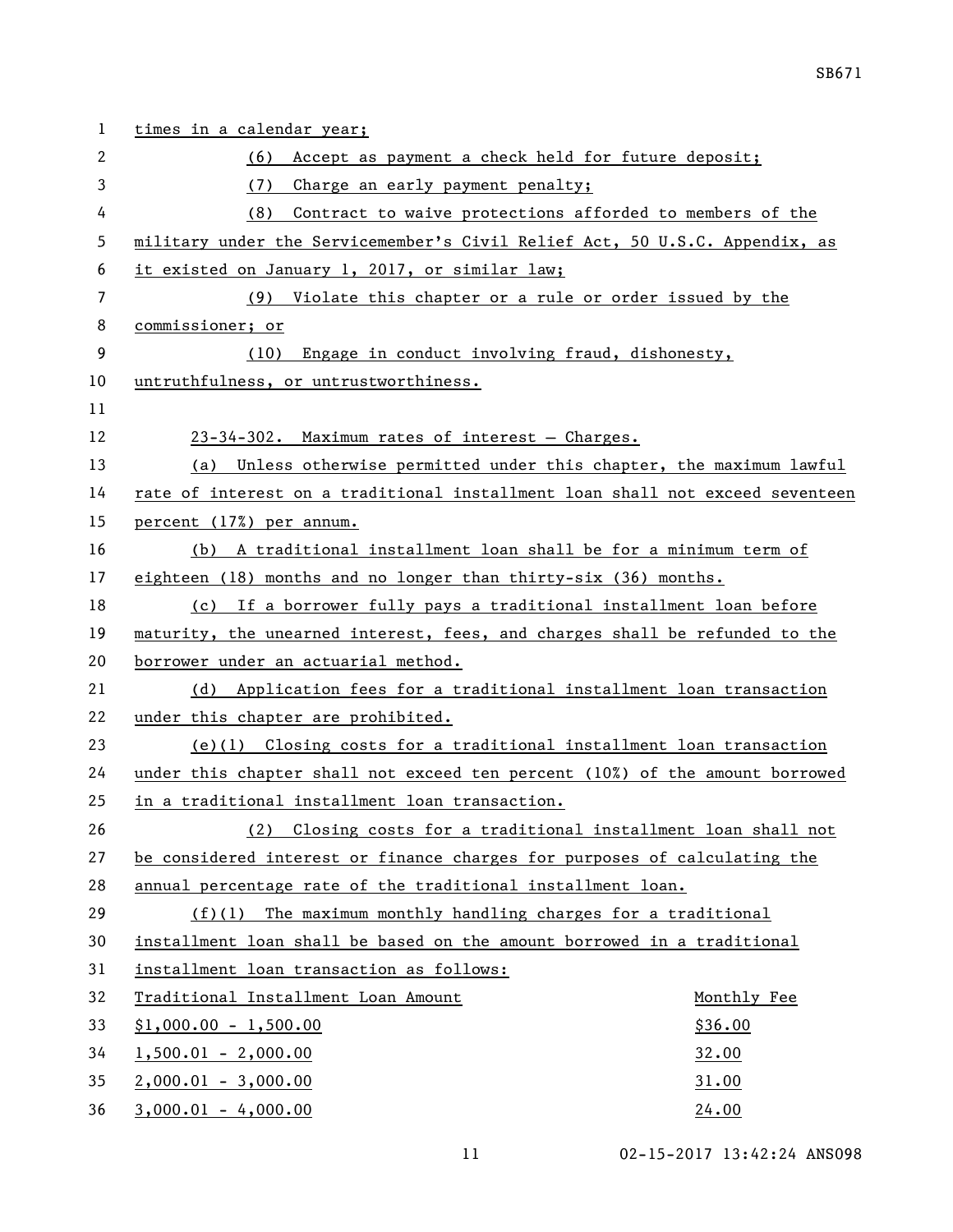times in a calendar year;

(6) Accept as payment a check held for future deposit;

(7) Charge an early payment penalty;

(8) Contract to waive protections afforded to members of the military under the Servicemember's Civil Relief Act, 50 U.S.C. Appendix, as it existed on January 1, 2017, or similar law;

(9) Violate this chapter or a rule or order issued by the commissioner; or

(10) Engage in conduct involving fraud, dishonesty, untruthfulness, or untrustworthiness.

23-34-302. Maximum rates of interest — Charges.

(a) Unless otherwise permitted under this chapter, the maximum lawful rate of interest on a traditional installment loan shall not exceed seventeen percent (17%) per annum.

(b) A traditional installment loan shall be for a minimum term of eighteen (18) months and no longer than thirty-six (36) months.

(c) If a borrower fully pays a traditional installment loan before maturity, the unearned interest, fees, and charges shall be refunded to the borrower under an actuarial method.

(d) Application fees for a traditional installment loan transaction under this chapter are prohibited.

(e)(1) Closing costs for a traditional installment loan transaction under this chapter shall not exceed ten percent (10%) of the amount borrowed in a traditional installment loan transaction.

(2) Closing costs for a traditional installment loan shall not be considered interest or finance charges for purposes of calculating the annual percentage rate of the traditional installment loan.

(f)(1) The maximum monthly handling charges for a traditional installment loan shall be based on the amount borrowed in a traditional installment loan transaction as follows:

| Traditional Installment Loan Amount | Monthly Fee |
|---|---|
| $1,000.00 - 1,500.00 | $36.00 |
| 1,500.01 - 2,000.00 | 32.00 |
| 2,000.01 - 3,000.00 | 31.00 |
| 3,000.01 - 4,000.00 | 24.00 |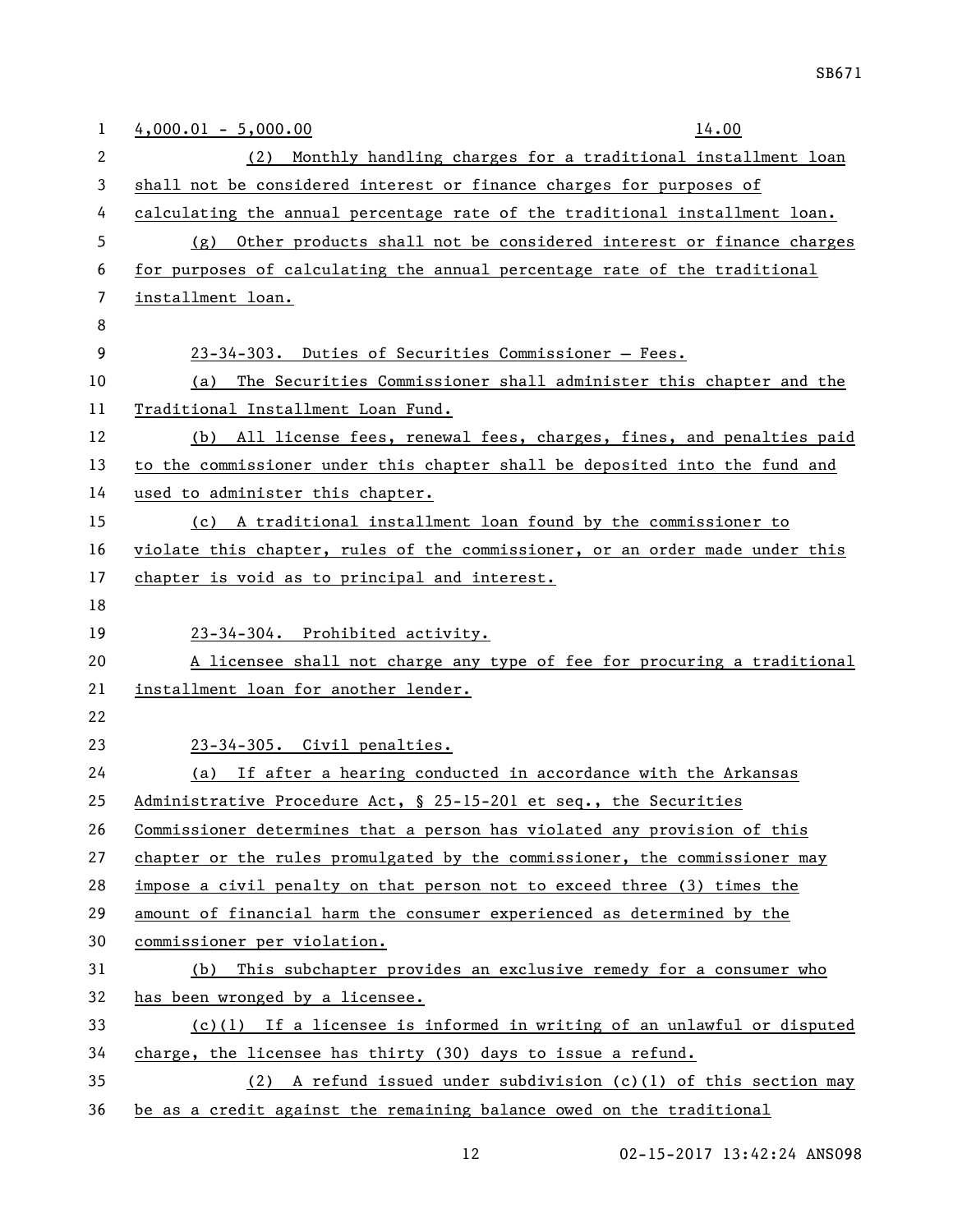| 4,000.01 - 5,000.00 | 14.00 |
|---|---|

(2) Monthly handling charges for a traditional installment loan shall not be considered interest or finance charges for purposes of calculating the annual percentage rate of the traditional installment loan.

(g) Other products shall not be considered interest or finance charges for purposes of calculating the annual percentage rate of the traditional installment loan.

23-34-303. Duties of Securities Commissioner — Fees.

(a) The Securities Commissioner shall administer this chapter and the Traditional Installment Loan Fund.

(b) All license fees, renewal fees, charges, fines, and penalties paid to the commissioner under this chapter shall be deposited into the fund and used to administer this chapter.

(c) A traditional installment loan found by the commissioner to violate this chapter, rules of the commissioner, or an order made under this chapter is void as to principal and interest.

23-34-304. Prohibited activity.

A licensee shall not charge any type of fee for procuring a traditional installment loan for another lender.

23-34-305. Civil penalties.

(a) If after a hearing conducted in accordance with the Arkansas Administrative Procedure Act, § 25-15-201 et seq., the Securities Commissioner determines that a person has violated any provision of this chapter or the rules promulgated by the commissioner, the commissioner may impose a civil penalty on that person not to exceed three (3) times the amount of financial harm the consumer experienced as determined by the commissioner per violation.

(b) This subchapter provides an exclusive remedy for a consumer who has been wronged by a licensee.

(c)(1) If a licensee is informed in writing of an unlawful or disputed charge, the licensee has thirty (30) days to issue a refund.

(2) A refund issued under subdivision (c)(1) of this section may be as a credit against the remaining balance owed on the traditional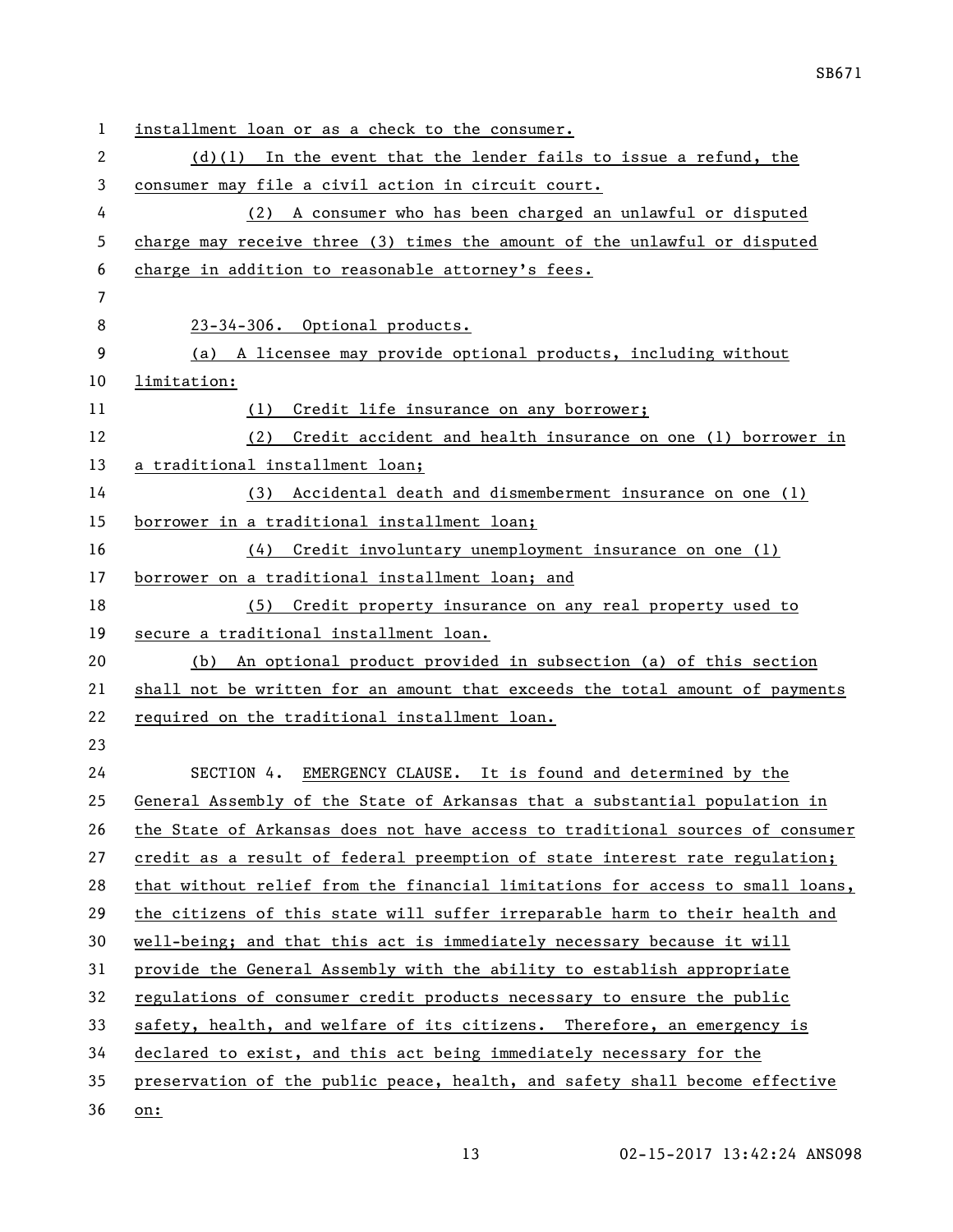installment loan or as a check to the consumer.

(d)(1) In the event that the lender fails to issue a refund, the consumer may file a civil action in circuit court.

(2) A consumer who has been charged an unlawful or disputed charge may receive three (3) times the amount of the unlawful or disputed charge in addition to reasonable attorney's fees.

23-34-306. Optional products.

(a) A licensee may provide optional products, including without limitation:

(1) Credit life insurance on any borrower;

(2) Credit accident and health insurance on one (1) borrower in a traditional installment loan;

(3) Accidental death and dismemberment insurance on one (1) borrower in a traditional installment loan;

(4) Credit involuntary unemployment insurance on one (1) borrower on a traditional installment loan; and

(5) Credit property insurance on any real property used to secure a traditional installment loan.

(b) An optional product provided in subsection (a) of this section shall not be written for an amount that exceeds the total amount of payments required on the traditional installment loan.

SECTION 4. EMERGENCY CLAUSE. It is found and determined by the General Assembly of the State of Arkansas that a substantial population in the State of Arkansas does not have access to traditional sources of consumer credit as a result of federal preemption of state interest rate regulation; that without relief from the financial limitations for access to small loans, the citizens of this state will suffer irreparable harm to their health and well-being; and that this act is immediately necessary because it will provide the General Assembly with the ability to establish appropriate regulations of consumer credit products necessary to ensure the public safety, health, and welfare of its citizens. Therefore, an emergency is declared to exist, and this act being immediately necessary for the preservation of the public peace, health, and safety shall become effective on: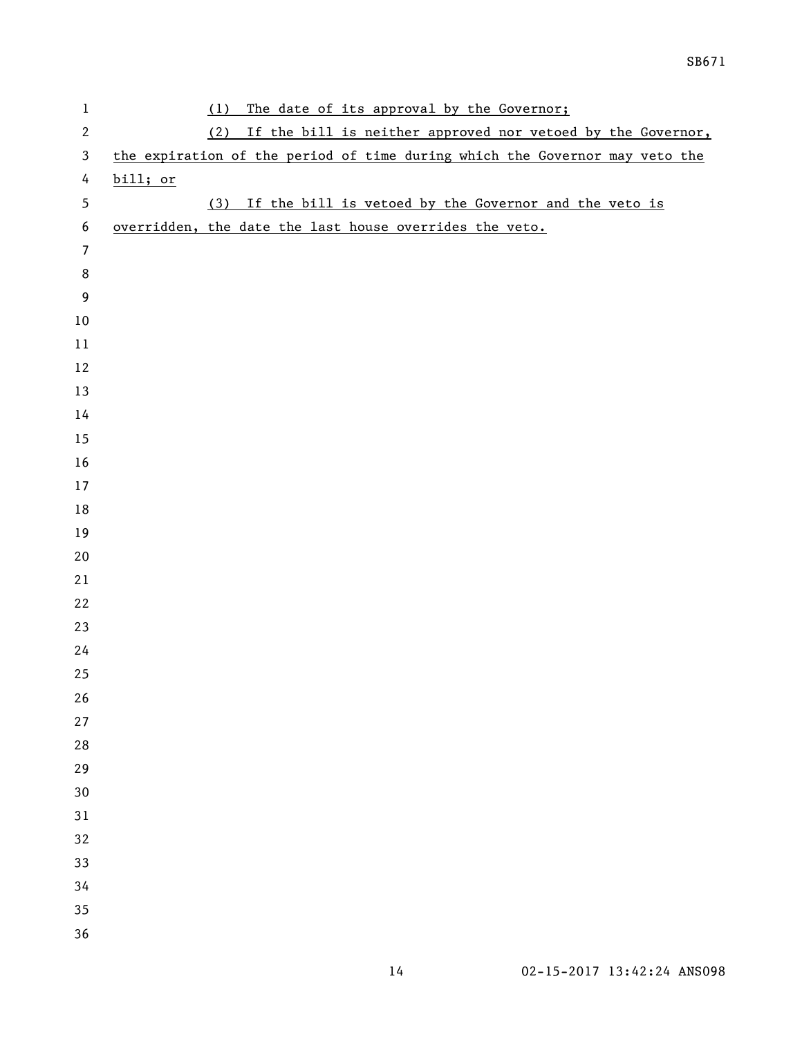(1) The date of its approval by the Governor;

(2) If the bill is neither approved nor vetoed by the Governor, the expiration of the period of time during which the Governor may veto the bill; or

(3) If the bill is vetoed by the Governor and the veto is overridden, the date the last house overrides the veto.